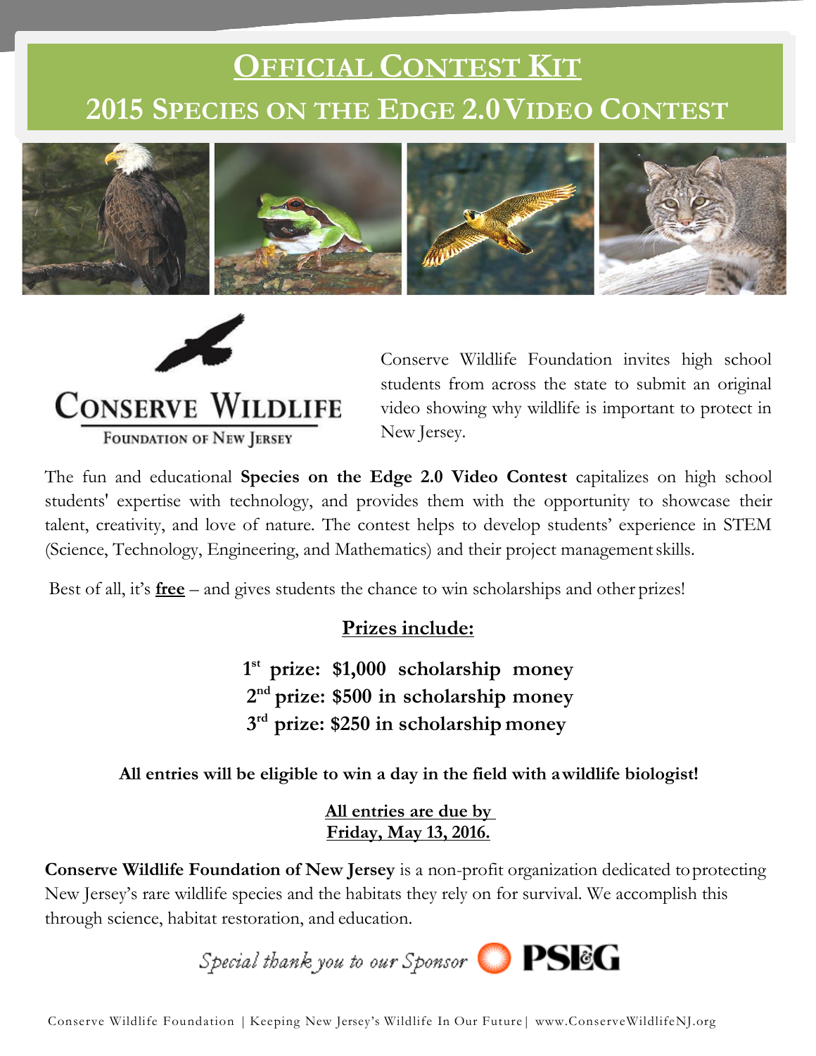# OFFICIAL CONTEST KIT

## 2015 SPECIES ON THE EDGE 2.0 VIDEO CONTEST

CONSERVE WILDLIFE

FOUNDATION OF NEW JERSEY

Conserve Wildlife Foundation invites high school students from across the state to submit an original video showing why wildlife is important to protect in New Jersey.

The fun and educational **Species on the Edge 2.0 Video Contest** capitalizes on high school students' expertise with technology, and provides them with the opportunity to showcase their talent, creativity, and love of nature. The contest helps to develop students' experience in STEM (Science, Technology, Engineering, and Mathematics) and their project management skills.

Best of all, it's **free** – and gives students the chance to win scholarships and other prizes!

**Prizes include:**

**1st prize: $1,000 scholarship money**
**2nd prize: $500 in scholarship money**
**3rd prize: $250 in scholarship money**

**All entries will be eligible to win a day in the field with a wildlife biologist!**

**All entries are due by Friday, May 13, 2016.**

**Conserve Wildlife Foundation of New Jersey** is a non-profit organization dedicated to protecting New Jersey's rare wildlife species and the habitats they rely on for survival. We accomplish this through science, habitat restoration, and education.

*Special thank you to our Sponsor* PSEG

Conserve Wildlife Foundation | Keeping New Jersey's Wildlife In Our Future | www.ConserveWildlifeNJ.org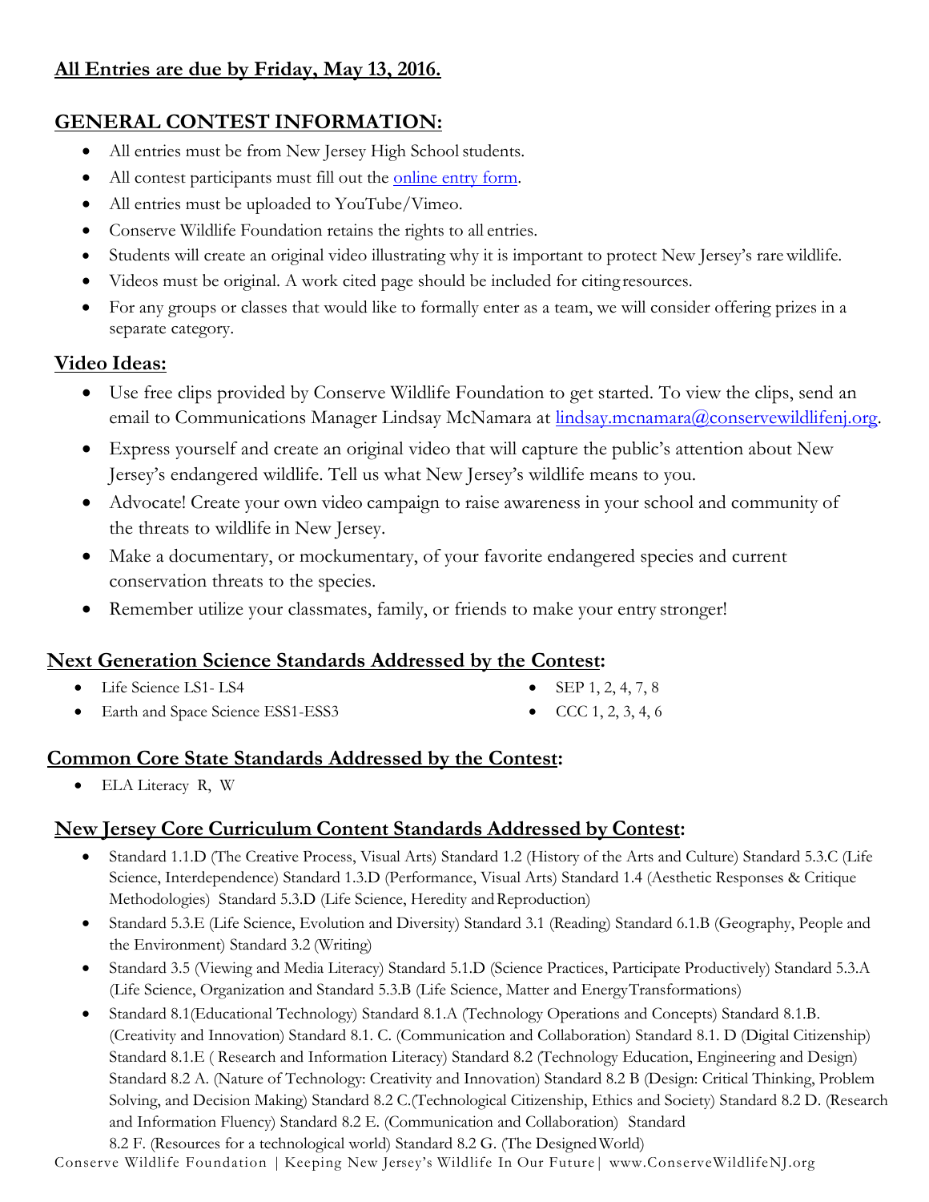**All Entries are due by Friday, May 13, 2016.**

## GENERAL CONTEST INFORMATION:

- All entries must be from New Jersey High School students.
- All contest participants must fill out the online entry form.
- All entries must be uploaded to YouTube/Vimeo.
- Conserve Wildlife Foundation retains the rights to all entries.
- Students will create an original video illustrating why it is important to protect New Jersey's rare wildlife.
- Videos must be original. A work cited page should be included for citing resources.
- For any groups or classes that would like to formally enter as a team, we will consider offering prizes in a separate category.

## Video Ideas:

- Use free clips provided by Conserve Wildlife Foundation to get started. To view the clips, send an email to Communications Manager Lindsay McNamara at lindsay.mcnamara@conservewildlifenj.org.
- Express yourself and create an original video that will capture the public's attention about New Jersey's endangered wildlife. Tell us what New Jersey's wildlife means to you.
- Advocate! Create your own video campaign to raise awareness in your school and community of the threats to wildlife in New Jersey.
- Make a documentary, or mockumentary, of your favorite endangered species and current conservation threats to the species.
- Remember utilize your classmates, family, or friends to make your entry stronger!

## Next Generation Science Standards Addressed by the Contest:

- Life Science LS1- LS4
- Earth and Space Science ESS1-ESS3
- SEP 1, 2, 4, 7, 8
- CCC 1, 2, 3, 4, 6

## Common Core State Standards Addressed by the Contest:

- ELA Literacy R, W

## New Jersey Core Curriculum Content Standards Addressed by Contest:

- Standard 1.1.D (The Creative Process, Visual Arts) Standard 1.2 (History of the Arts and Culture) Standard 5.3.C (Life Science, Interdependence) Standard 1.3.D (Performance, Visual Arts) Standard 1.4 (Aesthetic Responses & Critique Methodologies) Standard 5.3.D (Life Science, Heredity and Reproduction)
- Standard 5.3.E (Life Science, Evolution and Diversity) Standard 3.1 (Reading) Standard 6.1.B (Geography, People and the Environment) Standard 3.2 (Writing)
- Standard 3.5 (Viewing and Media Literacy) Standard 5.1.D (Science Practices, Participate Productively) Standard 5.3.A (Life Science, Organization and Standard 5.3.B (Life Science, Matter and Energy Transformations)
- Standard 8.1(Educational Technology) Standard 8.1.A (Technology Operations and Concepts) Standard 8.1.B. (Creativity and Innovation) Standard 8.1. C. (Communication and Collaboration) Standard 8.1. D (Digital Citizenship) Standard 8.1.E ( Research and Information Literacy) Standard 8.2 (Technology Education, Engineering and Design) Standard 8.2 A. (Nature of Technology: Creativity and Innovation) Standard 8.2 B (Design: Critical Thinking, Problem Solving, and Decision Making) Standard 8.2 C.(Technological Citizenship, Ethics and Society) Standard 8.2 D. (Research and Information Fluency) Standard 8.2 E. (Communication and Collaboration) Standard 8.2 F. (Resources for a technological world) Standard 8.2 G. (The Designed World)